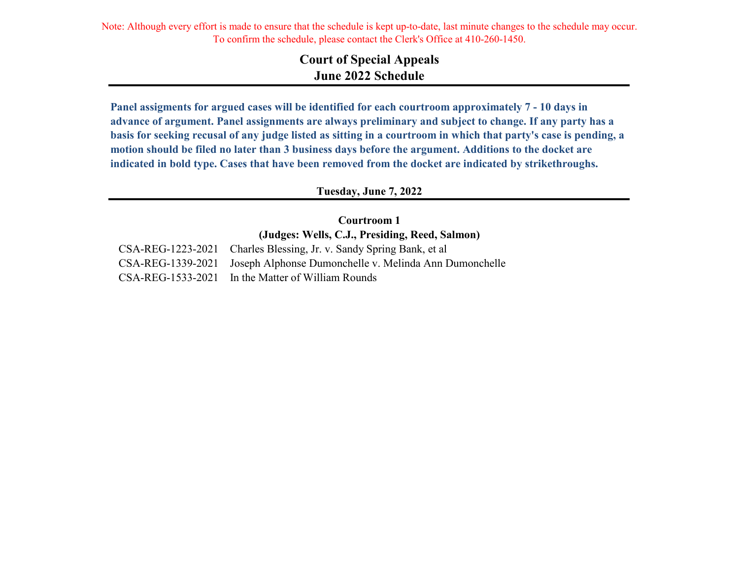Note: Although every effort is made to ensure that the schedule is kept up-to-date, last minute changes to the schedule may occur. To confirm the schedule, please contact the Clerk's Office at 410-260-1450.

# Court of Special Appeals
# June 2022 Schedule

**Panel assigments for argued cases will be identified for each courtroom approximately 7 - 10 days in advance of argument. Panel assignments are always preliminary and subject to change. If any party has a basis for seeking recusal of any judge listed as sitting in a courtroom in which that party's case is pending, a motion should be filed no later than 3 business days before the argument. Additions to the docket are indicated in bold type. Cases that have been removed from the docket are indicated by strikethroughs.**

## Tuesday, June 7, 2022

### Courtroom 1
### (Judges: Wells, C.J., Presiding, Reed, Salmon)

CSA-REG-1223-2021 Charles Blessing, Jr. v. Sandy Spring Bank, et al
CSA-REG-1339-2021 Joseph Alphonse Dumonchelle v. Melinda Ann Dumonchelle
CSA-REG-1533-2021 In the Matter of William Rounds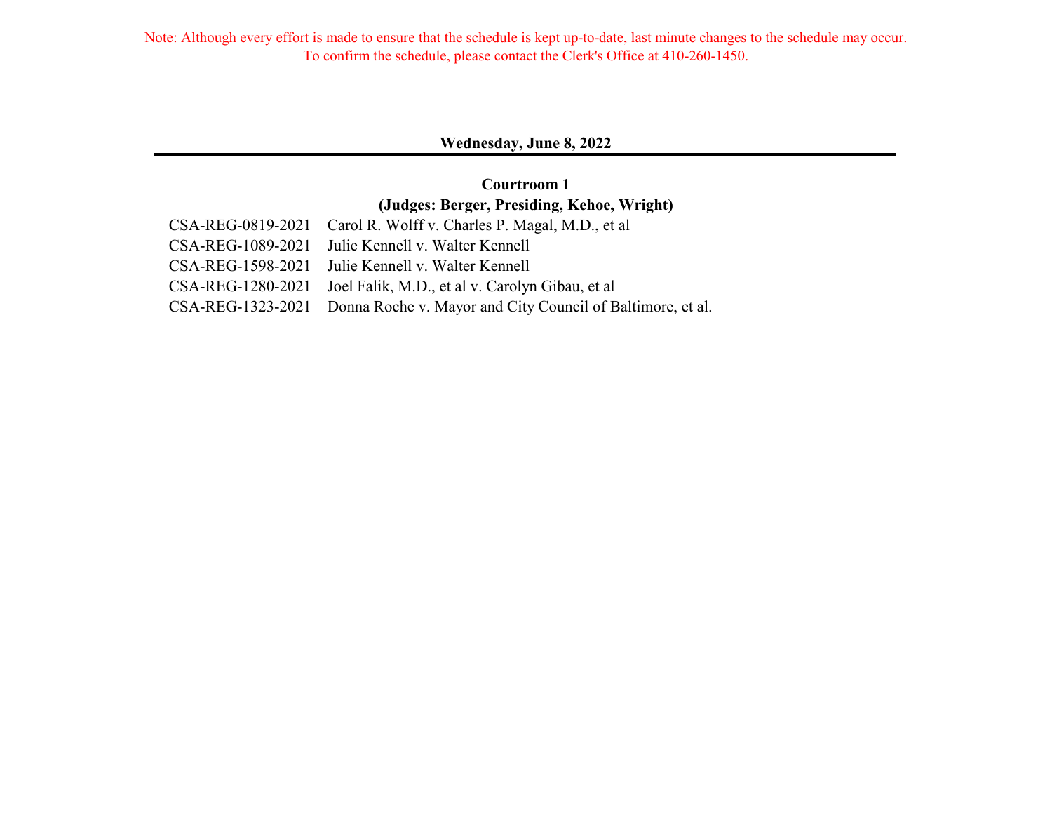Note: Although every effort is made to ensure that the schedule is kept up-to-date, last minute changes to the schedule may occur. To confirm the schedule, please contact the Clerk's Office at 410-260-1450.

## Wednesday, June 8, 2022

### Courtroom 1

**(Judges: Berger, Presiding, Kehoe, Wright)**

| | |
|---|---|
| CSA-REG-0819-2021 | Carol R. Wolff v. Charles P. Magal, M.D., et al |
| CSA-REG-1089-2021 | Julie Kennell v. Walter Kennell |
| CSA-REG-1598-2021 | Julie Kennell v. Walter Kennell |
| CSA-REG-1280-2021 | Joel Falik, M.D., et al v. Carolyn Gibau, et al |
| CSA-REG-1323-2021 | Donna Roche v. Mayor and City Council of Baltimore, et al. |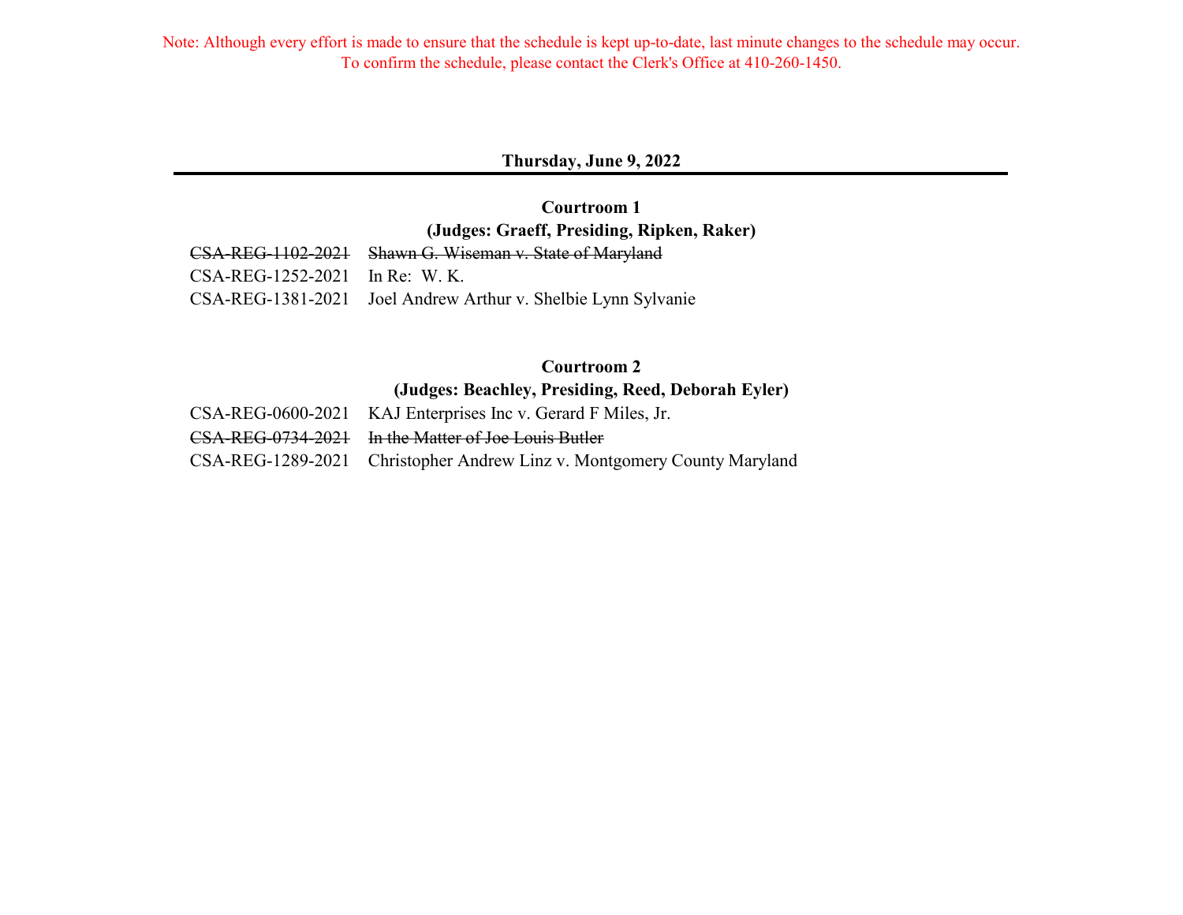Note: Although every effort is made to ensure that the schedule is kept up-to-date, last minute changes to the schedule may occur.
To confirm the schedule, please contact the Clerk's Office at 410-260-1450.

## Thursday, June 9, 2022

### Courtroom 1
**(Judges: Graeff, Presiding, Ripken, Raker)**

| | |
|---|---|
| ~~CSA-REG-1102-2021~~ | ~~Shawn G. Wiseman v. State of Maryland~~ |
| CSA-REG-1252-2021 | In Re: W. K. |
| CSA-REG-1381-2021 | Joel Andrew Arthur v. Shelbie Lynn Sylvanie |

### Courtroom 2
**(Judges: Beachley, Presiding, Reed, Deborah Eyler)**

| | |
|---|---|
| CSA-REG-0600-2021 | KAJ Enterprises Inc v. Gerard F Miles, Jr. |
| ~~CSA-REG-0734-2021~~ | ~~In the Matter of Joe Louis Butler~~ |
| CSA-REG-1289-2021 | Christopher Andrew Linz v. Montgomery County Maryland |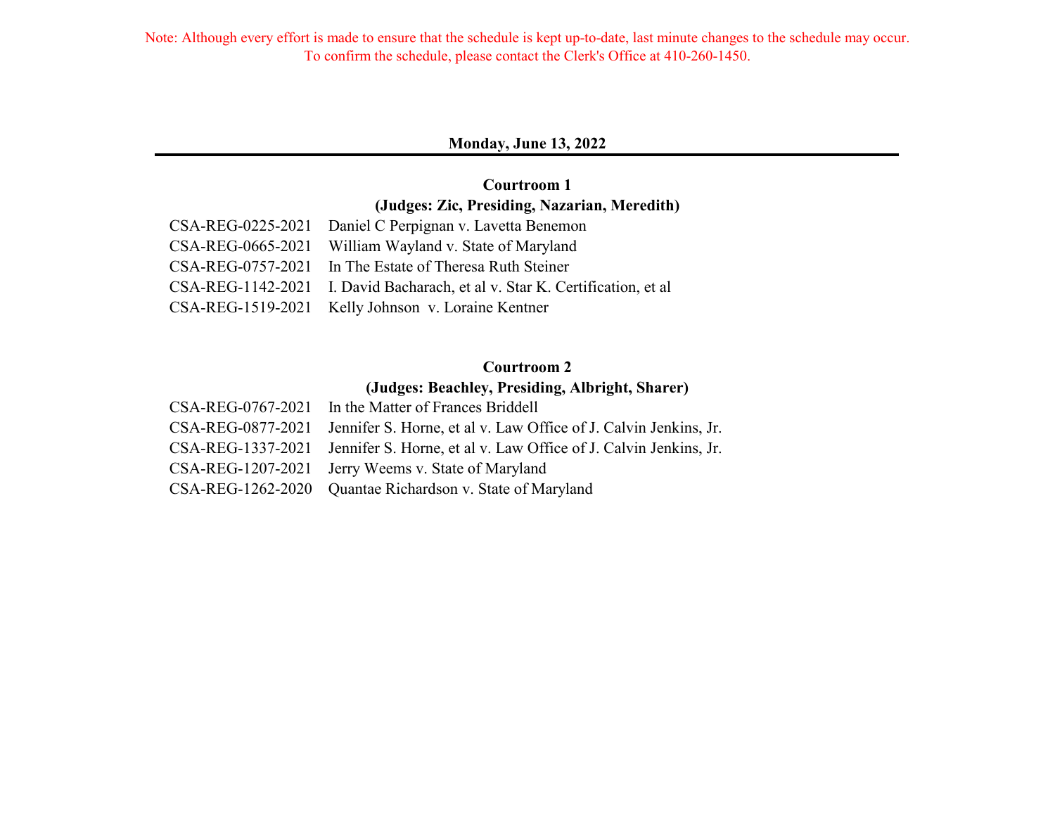Note: Although every effort is made to ensure that the schedule is kept up-to-date, last minute changes to the schedule may occur. To confirm the schedule, please contact the Clerk's Office at 410-260-1450.

## Monday, June 13, 2022

### Courtroom 1

**(Judges: Zic, Presiding, Nazarian, Meredith)**

| | |
|---|---|
| CSA-REG-0225-2021 | Daniel C Perpignan v. Lavetta Benemon |
| CSA-REG-0665-2021 | William Wayland v. State of Maryland |
| CSA-REG-0757-2021 | In The Estate of Theresa Ruth Steiner |
| CSA-REG-1142-2021 | I. David Bacharach, et al v. Star K. Certification, et al |
| CSA-REG-1519-2021 | Kelly Johnson v. Loraine Kentner |

### Courtroom 2

**(Judges: Beachley, Presiding, Albright, Sharer)**

| | |
|---|---|
| CSA-REG-0767-2021 | In the Matter of Frances Briddell |
| CSA-REG-0877-2021 | Jennifer S. Horne, et al v. Law Office of J. Calvin Jenkins, Jr. |
| CSA-REG-1337-2021 | Jennifer S. Horne, et al v. Law Office of J. Calvin Jenkins, Jr. |
| CSA-REG-1207-2021 | Jerry Weems v. State of Maryland |
| CSA-REG-1262-2020 | Quantae Richardson v. State of Maryland |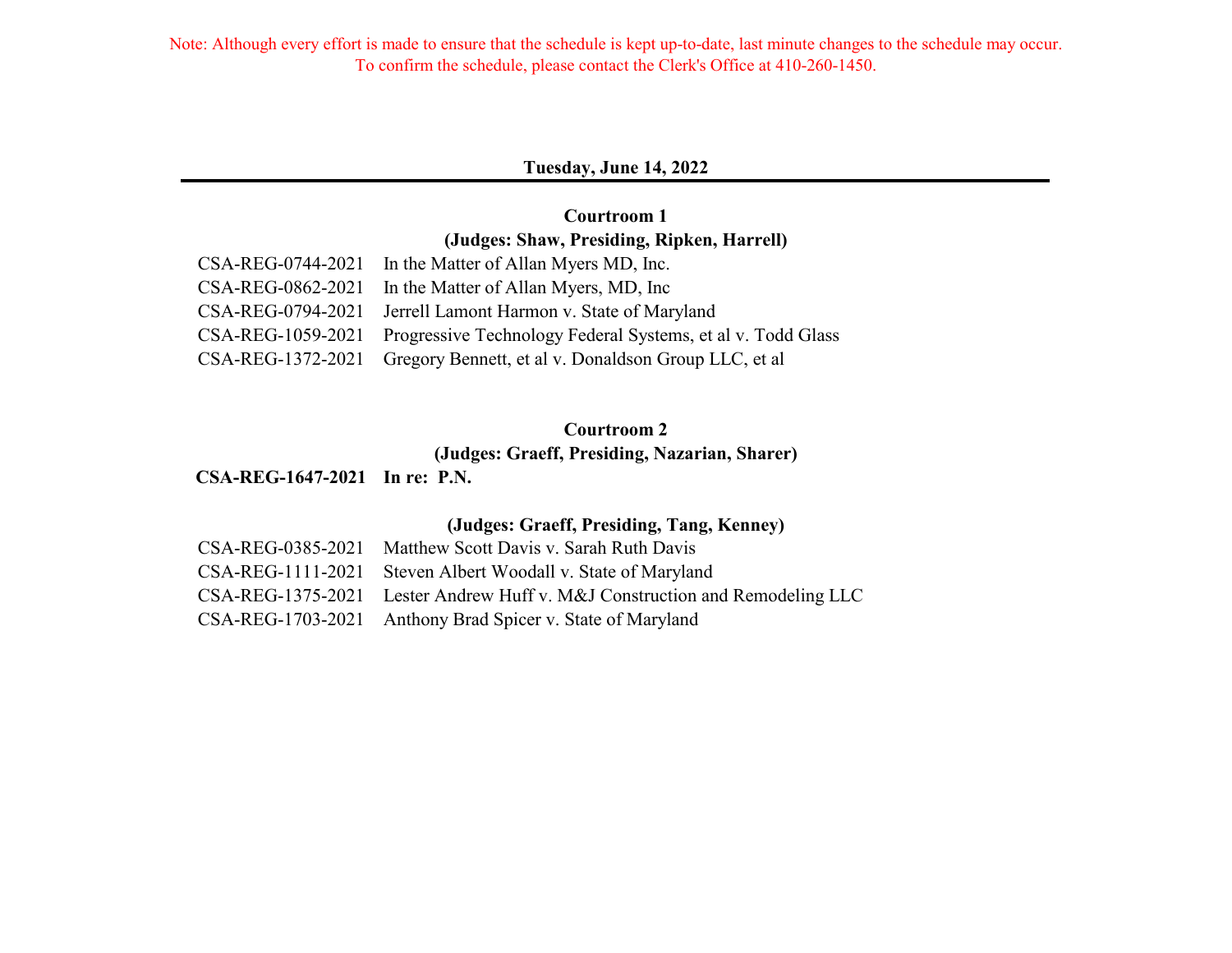Note: Although every effort is made to ensure that the schedule is kept up-to-date, last minute changes to the schedule may occur. To confirm the schedule, please contact the Clerk's Office at 410-260-1450.

## Tuesday, June 14, 2022

### Courtroom 1

**(Judges: Shaw, Presiding, Ripken, Harrell)**

| | |
|---|---|
| CSA-REG-0744-2021 | In the Matter of Allan Myers MD, Inc. |
| CSA-REG-0862-2021 | In the Matter of Allan Myers, MD, Inc |
| CSA-REG-0794-2021 | Jerrell Lamont Harmon v. State of Maryland |
| CSA-REG-1059-2021 | Progressive Technology Federal Systems, et al v. Todd Glass |
| CSA-REG-1372-2021 | Gregory Bennett, et al v. Donaldson Group LLC, et al |

### Courtroom 2

**(Judges: Graeff, Presiding, Nazarian, Sharer)**

| | |
|---|---|
| **CSA-REG-1647-2021** | **In re: P.N.** |

**(Judges: Graeff, Presiding, Tang, Kenney)**

| | |
|---|---|
| CSA-REG-0385-2021 | Matthew Scott Davis v. Sarah Ruth Davis |
| CSA-REG-1111-2021 | Steven Albert Woodall v. State of Maryland |
| CSA-REG-1375-2021 | Lester Andrew Huff v. M&J Construction and Remodeling LLC |
| CSA-REG-1703-2021 | Anthony Brad Spicer v. State of Maryland |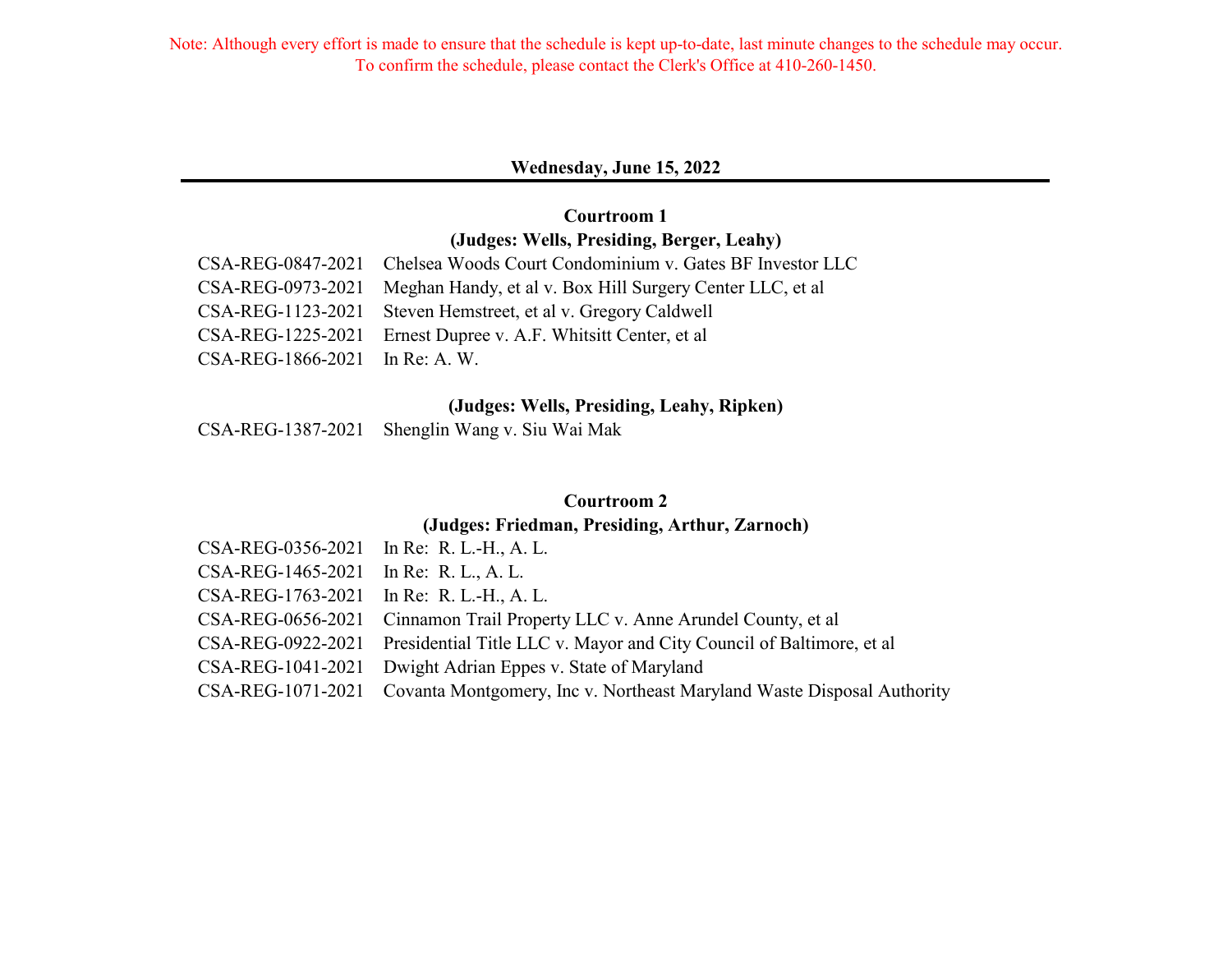Note: Although every effort is made to ensure that the schedule is kept up-to-date, last minute changes to the schedule may occur. To confirm the schedule, please contact the Clerk's Office at 410-260-1450.

## Wednesday, June 15, 2022

### Courtroom 1

**(Judges: Wells, Presiding, Berger, Leahy)**

| | |
|---|---|
| CSA-REG-0847-2021 | Chelsea Woods Court Condominium v. Gates BF Investor LLC |
| CSA-REG-0973-2021 | Meghan Handy, et al v. Box Hill Surgery Center LLC, et al |
| CSA-REG-1123-2021 | Steven Hemstreet, et al v. Gregory Caldwell |
| CSA-REG-1225-2021 | Ernest Dupree v. A.F. Whitsitt Center, et al |
| CSA-REG-1866-2021 | In Re: A. W. |

**(Judges: Wells, Presiding, Leahy, Ripken)**

| | |
|---|---|
| CSA-REG-1387-2021 | Shenglin Wang v. Siu Wai Mak |

### Courtroom 2

**(Judges: Friedman, Presiding, Arthur, Zarnoch)**

| | |
|---|---|
| CSA-REG-0356-2021 | In Re: R. L.-H., A. L. |
| CSA-REG-1465-2021 | In Re: R. L., A. L. |
| CSA-REG-1763-2021 | In Re: R. L.-H., A. L. |
| CSA-REG-0656-2021 | Cinnamon Trail Property LLC v. Anne Arundel County, et al |
| CSA-REG-0922-2021 | Presidential Title LLC v. Mayor and City Council of Baltimore, et al |
| CSA-REG-1041-2021 | Dwight Adrian Eppes v. State of Maryland |
| CSA-REG-1071-2021 | Covanta Montgomery, Inc v. Northeast Maryland Waste Disposal Authority |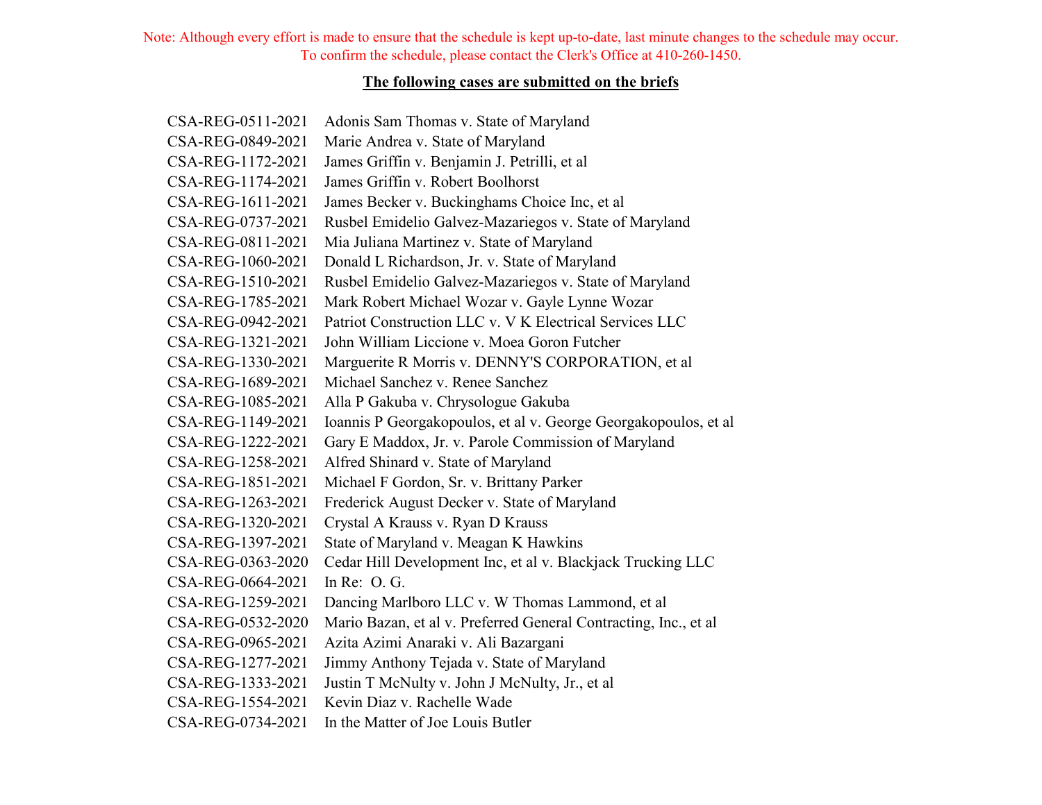Note: Although every effort is made to ensure that the schedule is kept up-to-date, last minute changes to the schedule may occur. To confirm the schedule, please contact the Clerk's Office at 410-260-1450.

**The following cases are submitted on the briefs**

| | |
|---|---|
| CSA-REG-0511-2021 | Adonis Sam Thomas v. State of Maryland |
| CSA-REG-0849-2021 | Marie Andrea v. State of Maryland |
| CSA-REG-1172-2021 | James Griffin v. Benjamin J. Petrilli, et al |
| CSA-REG-1174-2021 | James Griffin v. Robert Boolhorst |
| CSA-REG-1611-2021 | James Becker v. Buckinghams Choice Inc, et al |
| CSA-REG-0737-2021 | Rusbel Emidelio Galvez-Mazariegos v. State of Maryland |
| CSA-REG-0811-2021 | Mia Juliana Martinez v. State of Maryland |
| CSA-REG-1060-2021 | Donald L Richardson, Jr. v. State of Maryland |
| CSA-REG-1510-2021 | Rusbel Emidelio Galvez-Mazariegos v. State of Maryland |
| CSA-REG-1785-2021 | Mark Robert Michael Wozar v. Gayle Lynne Wozar |
| CSA-REG-0942-2021 | Patriot Construction LLC v. V K Electrical Services LLC |
| CSA-REG-1321-2021 | John William Liccione v. Moea Goron Futcher |
| CSA-REG-1330-2021 | Marguerite R Morris v. DENNY'S CORPORATION, et al |
| CSA-REG-1689-2021 | Michael Sanchez v. Renee Sanchez |
| CSA-REG-1085-2021 | Alla P Gakuba v. Chrysologue Gakuba |
| CSA-REG-1149-2021 | Ioannis P Georgakopoulos, et al v. George Georgakopoulos, et al |
| CSA-REG-1222-2021 | Gary E Maddox, Jr. v. Parole Commission of Maryland |
| CSA-REG-1258-2021 | Alfred Shinard v. State of Maryland |
| CSA-REG-1851-2021 | Michael F Gordon, Sr. v. Brittany Parker |
| CSA-REG-1263-2021 | Frederick August Decker v. State of Maryland |
| CSA-REG-1320-2021 | Crystal A Krauss v. Ryan D Krauss |
| CSA-REG-1397-2021 | State of Maryland v. Meagan K Hawkins |
| CSA-REG-0363-2020 | Cedar Hill Development Inc, et al v. Blackjack Trucking LLC |
| CSA-REG-0664-2021 | In Re: O. G. |
| CSA-REG-1259-2021 | Dancing Marlboro LLC v. W Thomas Lammond, et al |
| CSA-REG-0532-2020 | Mario Bazan, et al v. Preferred General Contracting, Inc., et al |
| CSA-REG-0965-2021 | Azita Azimi Anaraki v. Ali Bazargani |
| CSA-REG-1277-2021 | Jimmy Anthony Tejada v. State of Maryland |
| CSA-REG-1333-2021 | Justin T McNulty v. John J McNulty, Jr., et al |
| CSA-REG-1554-2021 | Kevin Diaz v. Rachelle Wade |
| CSA-REG-0734-2021 | In the Matter of Joe Louis Butler |